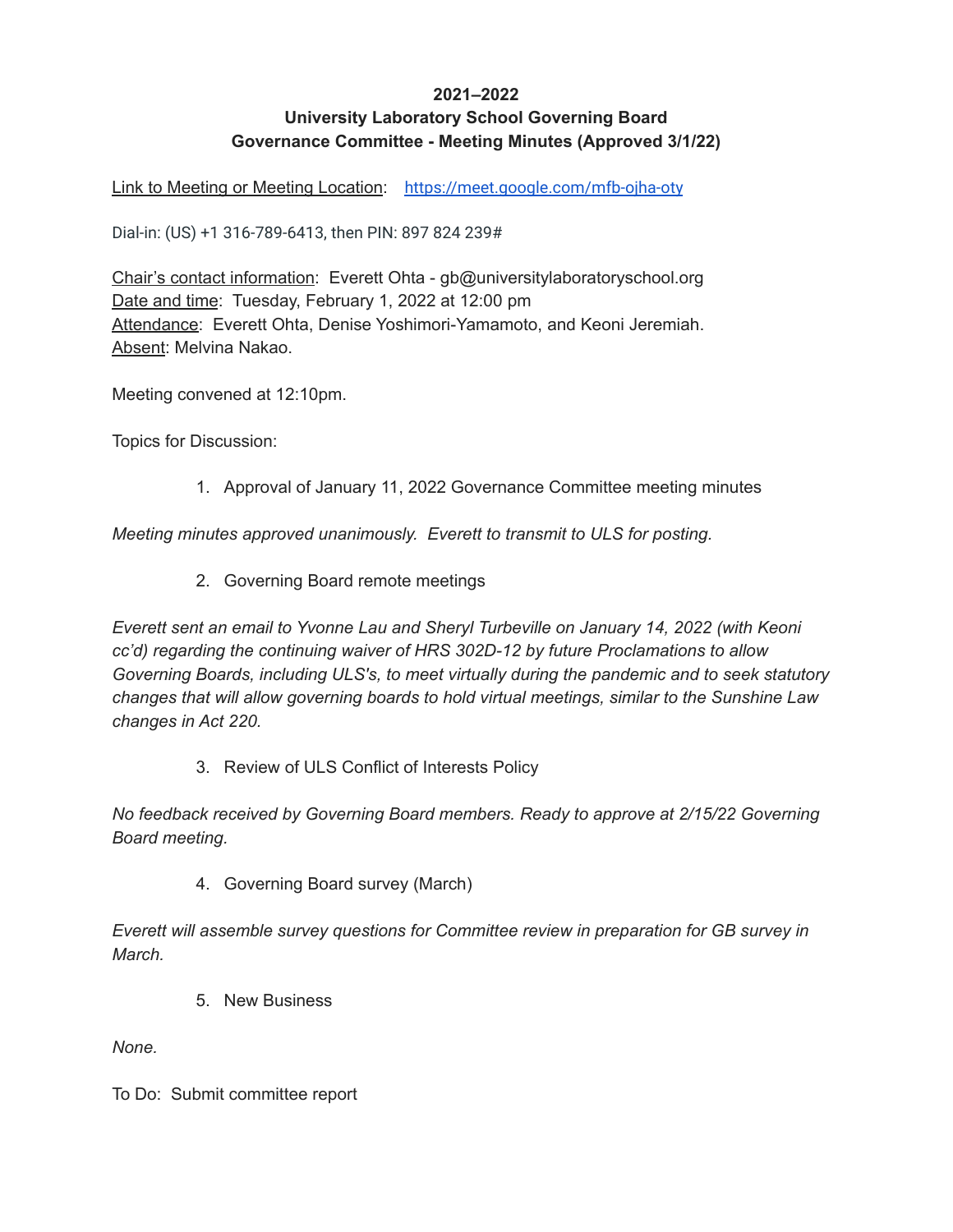**2021–2022**
**University Laboratory School Governing Board**
**Governance Committee - Meeting Minutes (Approved 3/1/22)**

Link to Meeting or Meeting Location: [https://meet.google.com/mfb-ojha-oty](https://meet.google.com/mfb-ojha-oty)

Dial-in: (US) +1 316-789-6413, then PIN: 897 824 239#

Chair's contact information: Everett Ohta - gb@universitylaboratoryschool.org
Date and time: Tuesday, February 1, 2022 at 12:00 pm
Attendance: Everett Ohta, Denise Yoshimori-Yamamoto, and Keoni Jeremiah.
Absent: Melvina Nakao.

Meeting convened at 12:10pm.

Topics for Discussion:

1. Approval of January 11, 2022 Governance Committee meeting minutes

*Meeting minutes approved unanimously. Everett to transmit to ULS for posting.*

2. Governing Board remote meetings

*Everett sent an email to Yvonne Lau and Sheryl Turbeville on January 14, 2022 (with Keoni cc'd) regarding the continuing waiver of HRS 302D-12 by future Proclamations to allow Governing Boards, including ULS's, to meet virtually during the pandemic and to seek statutory changes that will allow governing boards to hold virtual meetings, similar to the Sunshine Law changes in Act 220.*

3. Review of ULS Conflict of Interests Policy

*No feedback received by Governing Board members. Ready to approve at 2/15/22 Governing Board meeting.*

4. Governing Board survey (March)

*Everett will assemble survey questions for Committee review in preparation for GB survey in March.*

5. New Business

*None.*

To Do: Submit committee report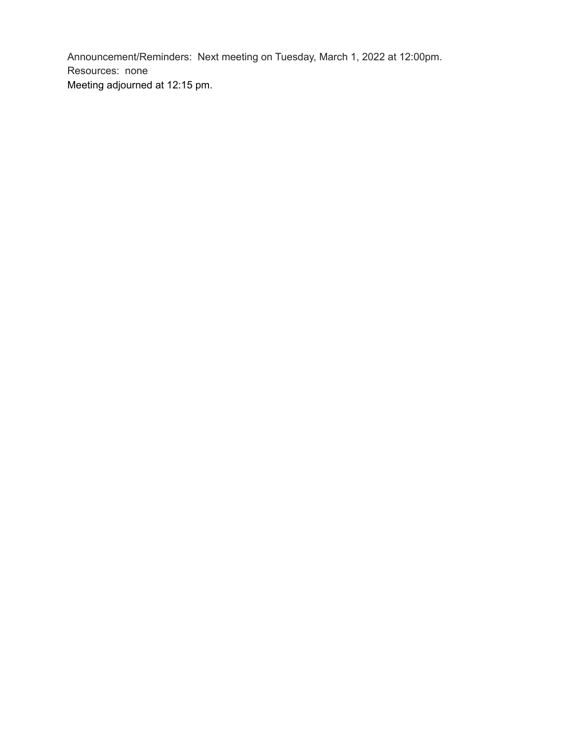Announcement/Reminders:  Next meeting on Tuesday, March 1, 2022 at 12:00pm.

Resources:  none

Meeting adjourned at 12:15 pm.